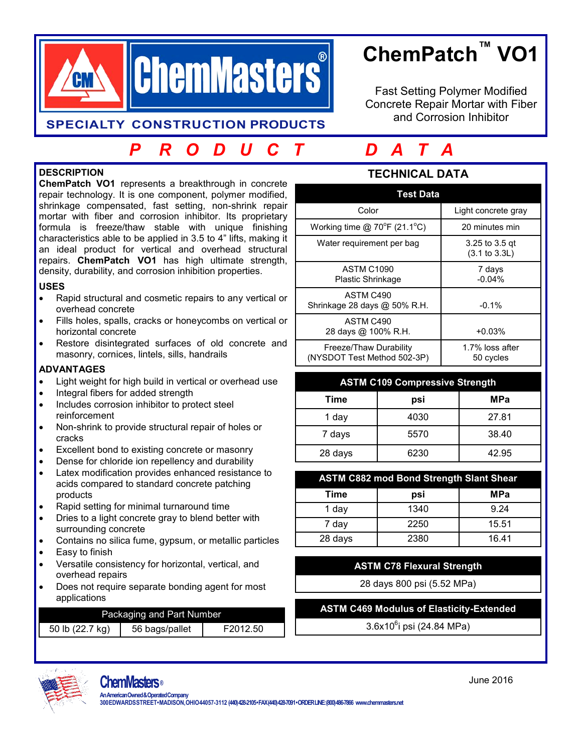# ChemMasters

**SPECIALTY CONSTRUCTION PRODUCTS**

# ChemPatch™ VO1

Fast Setting Polymer Modified Concrete Repair Mortar with Fiber and Corrosion Inhibitor

## PRODUCT DATA

### DESCRIPTION

**ChemPatch VO1** represents a breakthrough in concrete repair technology. It is one component, polymer modified, shrinkage compensated, fast setting, non-shrink repair mortar with fiber and corrosion inhibitor. Its proprietary formula is freeze/thaw stable with unique finishing characteristics able to be applied in 3.5 to 4" lifts, making it an ideal product for vertical and overhead structural repairs. **ChemPatch VO1** has high ultimate strength, density, durability, and corrosion inhibition properties.

### USES

- Rapid structural and cosmetic repairs to any vertical or overhead concrete
- Fills holes, spalls, cracks or honeycombs on vertical or horizontal concrete
- Restore disintegrated surfaces of old concrete and masonry, cornices, lintels, sills, handrails

### ADVANTAGES

- Light weight for high build in vertical or overhead use
- Integral fibers for added strength
- Includes corrosion inhibitor to protect steel reinforcement
- Non-shrink to provide structural repair of holes or cracks
- Excellent bond to existing concrete or masonry
- Dense for chloride ion repellency and durability
- Latex modification provides enhanced resistance to acids compared to standard concrete patching products
- Rapid setting for minimal turnaround time
- Dries to a light concrete gray to blend better with surrounding concrete
- Contains no silica fume, gypsum, or metallic particles
- Easy to finish
- Versatile consistency for horizontal, vertical, and overhead repairs
- Does not require separate bonding agent for most applications

| Packaging and Part Number | | |
|---|---|---|
| 50 lb (22.7 kg) | 56 bags/pallet | F2012.50 |

### TECHNICAL DATA

| Test Data | |
|---|---|
| Color | Light concrete gray |
| Working time @ 70°F (21.1°C) | 20 minutes min |
| Water requirement per bag | 3.25 to 3.5 qt (3.1 to 3.3L) |
| ASTM C1090 Plastic Shrinkage | 7 days -0.04% |
| ASTM C490 Shrinkage 28 days @ 50% R.H. | -0.1% |
| ASTM C490 28 days @ 100% R.H. | +0.03% |
| Freeze/Thaw Durability (NYSDOT Test Method 502-3P) | 1.7% loss after 50 cycles |

**ASTM C109 Compressive Strength**

| Time | psi | MPa |
|---|---|---|
| 1 day | 4030 | 27.81 |
| 7 days | 5570 | 38.40 |
| 28 days | 6230 | 42.95 |

**ASTM C882 mod Bond Strength Slant Shear**

| Time | psi | MPa |
|---|---|---|
| 1 day | 1340 | 9.24 |
| 7 day | 2250 | 15.51 |
| 28 days | 2380 | 16.41 |

**ASTM C78 Flexural Strength**

28 days 800 psi (5.52 MPa)

**ASTM C469 Modulus of Elasticity-Extended**

$3.6 \times 10^6$i psi (24.84 MPa)

ChemMasters®
An American Owned & Operated Company
300 EDWARDS STREET • MADISON, OHIO 44057-3112 (440) 428-2105 • FAX (440) 428-7091 • ORDER LINE: (800) 486-7866 www.chemmasters.net

June 2016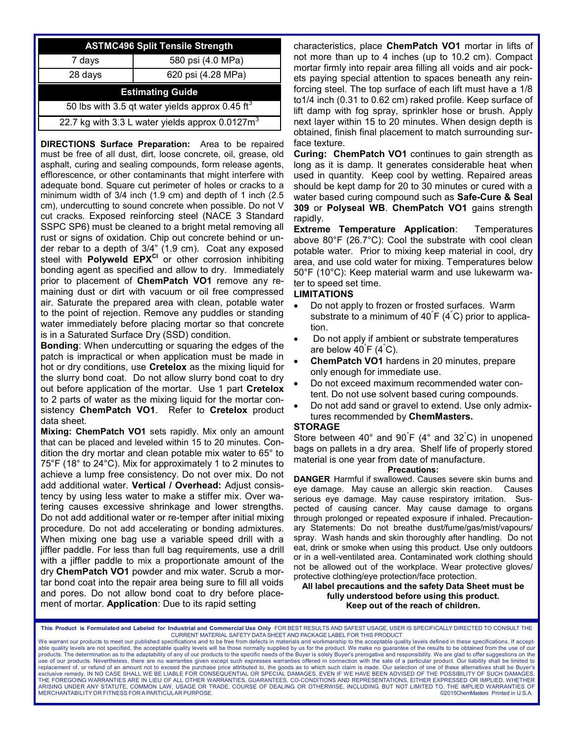| ASTMC496 Split Tensile Strength | |
|---|---|
| 7 days | 580 psi (4.0 MPa) |
| 28 days | 620 psi (4.28 MPa) |

| Estimating Guide |
|---|
| 50 lbs with 3.5 qt water yields approx 0.45 ft$^3$ |
| 22.7 kg with 3.3 L water yields approx 0.0127m$^3$ |

**DIRECTIONS Surface Preparation:** Area to be repaired must be free of all dust, dirt, loose concrete, oil, grease, old asphalt, curing and sealing compounds, form release agents, efflorescence, or other contaminants that might interfere with adequate bond. Square cut perimeter of holes or cracks to a minimum width of 3/4 inch (1.9 cm) and depth of 1 inch (2.5 cm), undercutting to sound concrete when possible. Do not V cut cracks. Exposed reinforcing steel (NACE 3 Standard SSPC SP6) must be cleaned to a bright metal removing all rust or signs of oxidation. Chip out concrete behind or under rebar to a depth of 3/4" (1.9 cm). Coat any exposed steel with **Polyweld EPX**$^{Cl}$ or other corrosion inhibiting bonding agent as specified and allow to dry. Immediately prior to placement of **ChemPatch VO1** remove any remaining dust or dirt with vacuum or oil free compressed air. Saturate the prepared area with clean, potable water to the point of rejection. Remove any puddles or standing water immediately before placing mortar so that concrete is in a Saturated Surface Dry (SSD) condition.

**Bonding**: When undercutting or squaring the edges of the patch is impractical or when application must be made in hot or dry conditions, use **Cretelox** as the mixing liquid for the slurry bond coat. Do not allow slurry bond coat to dry out before application of the mortar. Use 1 part **Cretelox** to 2 parts of water as the mixing liquid for the mortar consistency **ChemPatch VO1**. Refer to **Cretelox** product data sheet.

**Mixing: ChemPatch VO1** sets rapidly. Mix only an amount that can be placed and leveled within 15 to 20 minutes. Condition the dry mortar and clean potable mix water to 65° to 75°F (18° to 24°C). Mix for approximately 1 to 2 minutes to achieve a lump free consistency. Do not over mix. Do not add additional water. **Vertical / Overhead:** Adjust consistency by using less water to make a stiffer mix. Over watering causes excessive shrinkage and lower strengths. Do not add additional water or re-temper after initial mixing procedure. Do not add accelerating or bonding admixtures. When mixing one bag use a variable speed drill with a jiffler paddle. For less than full bag requirements, use a drill with a jiffler paddle to mix a proportionate amount of the dry **ChemPatch VO1** powder and mix water. Scrub a mortar bond coat into the repair area being sure to fill all voids and pores. Do not allow bond coat to dry before placement of mortar. **Application**: Due to its rapid setting characteristics, place **ChemPatch VO1** mortar in lifts of not more than up to 4 inches (up to 10.2 cm). Compact mortar firmly into repair area filling all voids and air pockets paying special attention to spaces beneath any reinforcing steel. The top surface of each lift must have a 1/8 to1/4 inch (0.31 to 0.62 cm) raked profile. Keep surface of lift damp with fog spray, sprinkler hose or brush. Apply next layer within 15 to 20 minutes. When design depth is obtained, finish final placement to match surrounding surface texture.

**Curing: ChemPatch VO1** continues to gain strength as long as it is damp. It generates considerable heat when used in quantity. Keep cool by wetting. Repaired areas should be kept damp for 20 to 30 minutes or cured with a water based curing compound such as **Safe-Cure & Seal 309** or **Polyseal WB**. **ChemPatch VO1** gains strength rapidly.

**Extreme Temperature Application**: Temperatures above 80°F (26.7°C): Cool the substrate with cool clean potable water. Prior to mixing keep material in cool, dry area, and use cold water for mixing. Temperatures below 50°F (10°C): Keep material warm and use lukewarm water to speed set time.

**LIMITATIONS**

- Do not apply to frozen or frosted surfaces. Warm substrate to a minimum of 40°F (4°C) prior to application.
- Do not apply if ambient or substrate temperatures are below 40°F (4°C).
- **ChemPatch VO1** hardens in 20 minutes, prepare only enough for immediate use.
- Do not exceed maximum recommended water content. Do not use solvent based curing compounds.
- Do not add sand or gravel to extend. Use only admixtures recommended by **ChemMasters.**

**STORAGE**

Store between 40° and 90°F (4° and 32°C) in unopened bags on pallets in a dry area. Shelf life of properly stored material is one year from date of manufacture.

**Precautions:**

**DANGER** Harmful if swallowed. Causes severe skin burns and eye damage. May cause an allergic skin reaction. Causes serious eye damage. May cause respiratory irritation. Suspected of causing cancer. May cause damage to organs through prolonged or repeated exposure if inhaled. Precautionary Statements: Do not breathe dust/fume/gas/mist/vapours/spray. Wash hands and skin thoroughly after handling. Do not eat, drink or smoke when using this product. Use only outdoors or in a well-ventilated area. Contaminated work clothing should not be allowed out of the workplace. Wear protective gloves/protective clothing/eye protection/face protection.

**All label precautions and the safety Data Sheet must be fully understood before using this product.**
**Keep out of the reach of children.**

**This Product is Formulated and Labeled for Industrial and Commercial Use Only** FOR BEST RESULTS AND SAFEST USAGE, USER IS SPECIFICALLY DIRECTED TO CONSULT THE CURRENT MATERIAL SAFETY DATA SHEET AND PACKAGE LABEL FOR THIS PRODUCT

We warrant our products to meet our published specifications and to be free from defects in materials and workmanship to the acceptable quality levels defined in these specifications. If acceptable quality levels are not specified, the acceptable quality levels will be those normally supplied by us for the product. We make no guarantee of the results to be obtained from the use of our products. The determination as to the adaptability of any of our products to the specific needs of the Buyer is solely Buyer's prerogative and responsibility. We are glad to offer suggestions on the use of our products. Nevertheless, there are no warranties given except such expresses warranties offered in connection with the sale of a particular product. Our liability shall be limited to replacement of, or refund of an amount not to exceed the purchase price attributed to, the goods as to which such claim is made. Our selection of one of these alternatives shall be Buyer's exclusive remedy. IN NO CASE SHALL WE BE LIABLE FOR CONSEQUENTIAL OR SPECIAL DAMAGES, EVEN IF WE HAVE BEEN ADVISED OF THE POSSIBILITY OF SUCH DAMAGES. THE FOREGOING WARRANTIES ARE IN LIEU OF ALL OTHER WARRANTIES, GUARANTEES, CO-CONDITIONS AND REPRESENTATIONS, EITHER EXPRESSED OR IMPLIED, WHETHER ARISING UNDER ANY STATUTE, COMMON LAW, USAGE OR TRADE, COURSE OF DEALING OR OTHERWISE, INCLUDING, BUT NOT LIMITED TO, THE IMPLIED WARRANTIES OF MERCHANTABILITY OR FITNESS FOR A PARTICULAR PURPOSE.

©2015ChemMasters Printed in U.S.A.